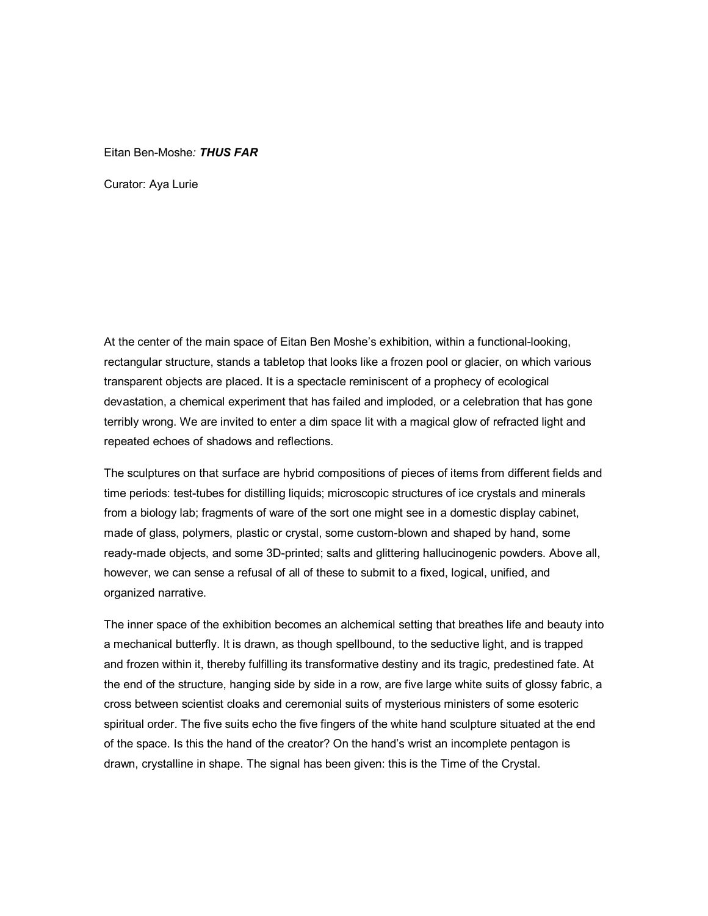Eitan Ben-Moshe*: **THUS FAR***

Curator: Aya Lurie

At the center of the main space of Eitan Ben Moshe's exhibition, within a functional-looking, rectangular structure, stands a tabletop that looks like a frozen pool or glacier, on which various transparent objects are placed. It is a spectacle reminiscent of a prophecy of ecological devastation, a chemical experiment that has failed and imploded, or a celebration that has gone terribly wrong. We are invited to enter a dim space lit with a magical glow of refracted light and repeated echoes of shadows and reflections.

The sculptures on that surface are hybrid compositions of pieces of items from different fields and time periods: test-tubes for distilling liquids; microscopic structures of ice crystals and minerals from a biology lab; fragments of ware of the sort one might see in a domestic display cabinet, made of glass, polymers, plastic or crystal, some custom-blown and shaped by hand, some ready-made objects, and some 3D-printed; salts and glittering hallucinogenic powders. Above all, however, we can sense a refusal of all of these to submit to a fixed, logical, unified, and organized narrative.

The inner space of the exhibition becomes an alchemical setting that breathes life and beauty into a mechanical butterfly. It is drawn, as though spellbound, to the seductive light, and is trapped and frozen within it, thereby fulfilling its transformative destiny and its tragic, predestined fate. At the end of the structure, hanging side by side in a row, are five large white suits of glossy fabric, a cross between scientist cloaks and ceremonial suits of mysterious ministers of some esoteric spiritual order. The five suits echo the five fingers of the white hand sculpture situated at the end of the space. Is this the hand of the creator? On the hand's wrist an incomplete pentagon is drawn, crystalline in shape. The signal has been given: this is the Time of the Crystal.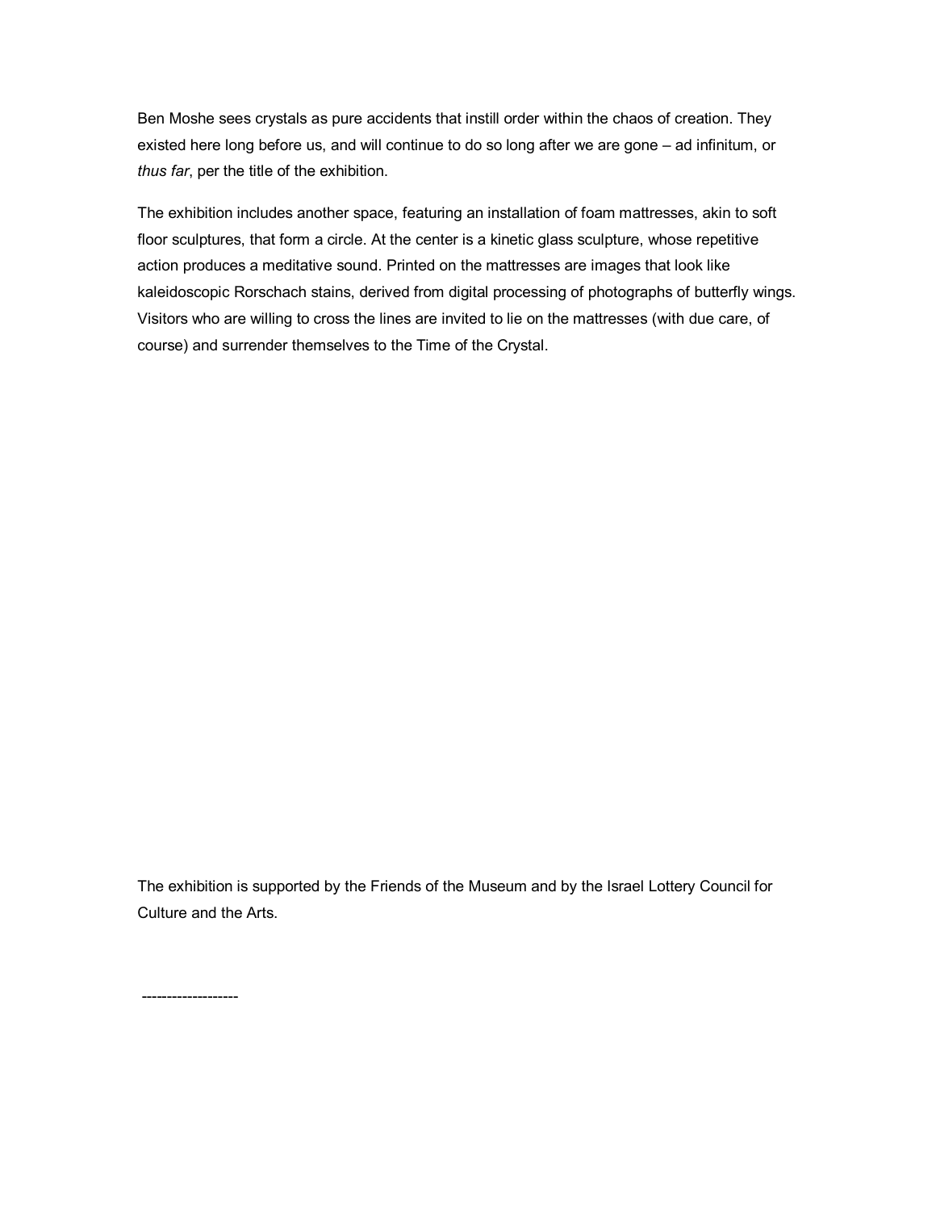Ben Moshe sees crystals as pure accidents that instill order within the chaos of creation. They existed here long before us, and will continue to do so long after we are gone – ad infinitum, or *thus far*, per the title of the exhibition.

The exhibition includes another space, featuring an installation of foam mattresses, akin to soft floor sculptures, that form a circle. At the center is a kinetic glass sculpture, whose repetitive action produces a meditative sound. Printed on the mattresses are images that look like kaleidoscopic Rorschach stains, derived from digital processing of photographs of butterfly wings. Visitors who are willing to cross the lines are invited to lie on the mattresses (with due care, of course) and surrender themselves to the Time of the Crystal.

The exhibition is supported by the Friends of the Museum and by the Israel Lottery Council for Culture and the Arts.

-------------------